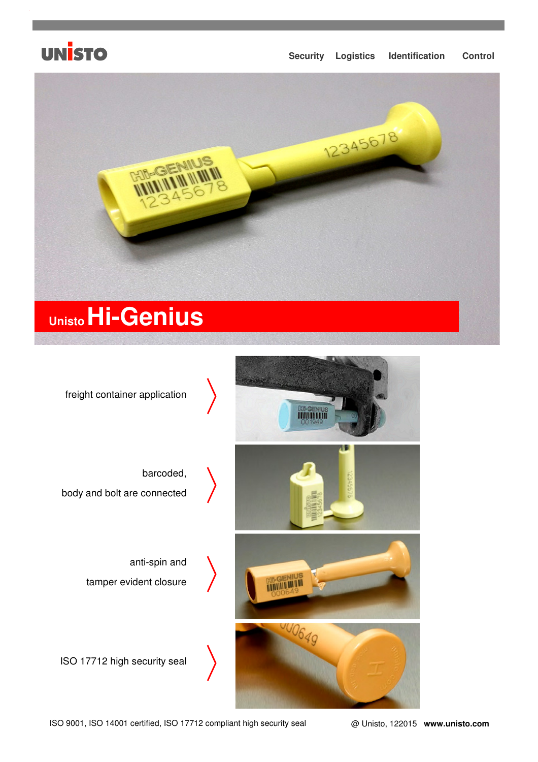UNISTO

Security Logistics Identification Control

# Unisto Hi-Genius

freight container application

barcoded,
body and bolt are connected

anti-spin and
tamper evident closure

ISO 17712 high security seal

ISO 9001, ISO 14001 certified, ISO 17712 compliant high security seal

@ Unisto, 122015 **www.unisto.com**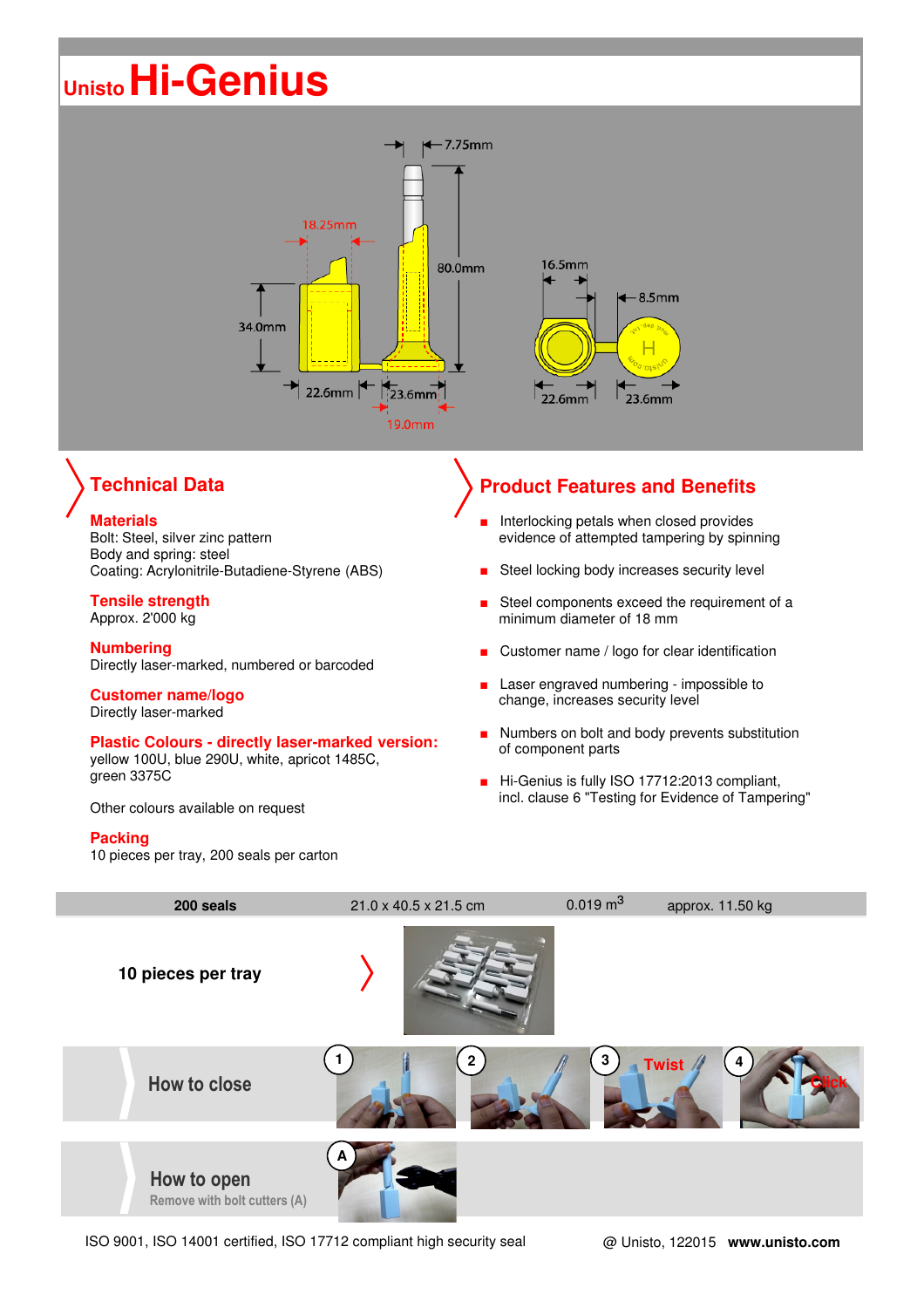# Unisto Hi-Genius

## Technical Data

**Materials**
Bolt: Steel, silver zinc pattern
Body and spring: steel
Coating: Acrylonitrile-Butadiene-Styrene (ABS)

**Tensile strength**
Approx. 2'000 kg

**Numbering**
Directly laser-marked, numbered or barcoded

**Customer name/logo**
Directly laser-marked

**Plastic Colours - directly laser-marked version:**
yellow 100U, blue 290U, white, apricot 1485C, green 3375C

Other colours available on request

**Packing**
10 pieces per tray, 200 seals per carton

## Product Features and Benefits

- Interlocking petals when closed provides evidence of attempted tampering by spinning
- Steel locking body increases security level
- Steel components exceed the requirement of a minimum diameter of 18 mm
- Customer name / logo for clear identification
- Laser engraved numbering - impossible to change, increases security level
- Numbers on bolt and body prevents substitution of component parts
- Hi-Genius is fully ISO 17712:2013 compliant, incl. clause 6 "Testing for Evidence of Tampering"

| 200 seals | 21.0 x 40.5 x 21.5 cm | 0.019 $m^3$ | approx. 11.50 kg |
|---|---|---|---|

**10 pieces per tray**

**How to close**

1 2 3 Twist 4 Click

**How to open**
Remove with bolt cutters (A)

ISO 9001, ISO 14001 certified, ISO 17712 compliant high security seal

@ Unisto, 122015 **www.unisto.com**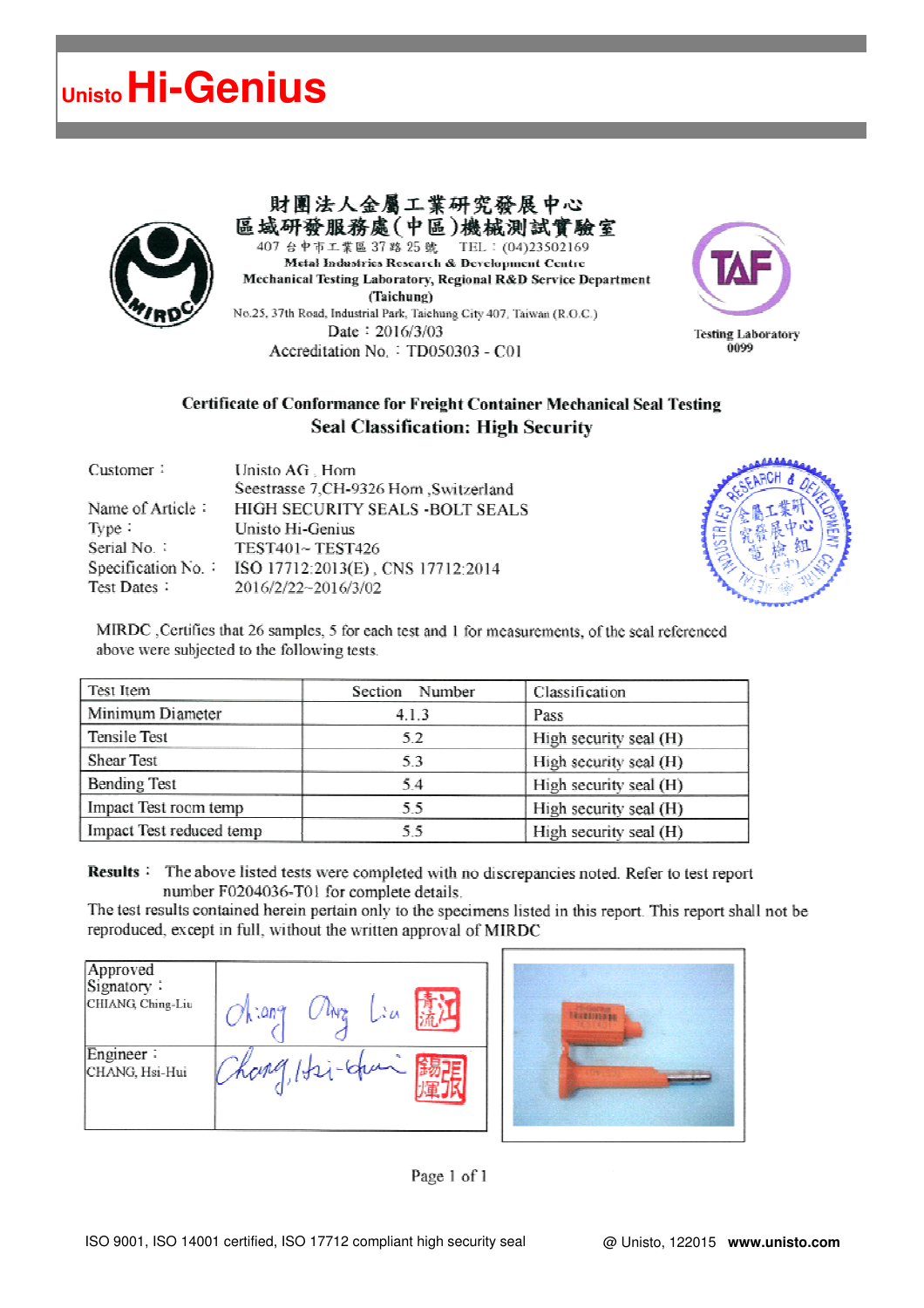# Unisto Hi-Genius

財團法人金屬工業研究發展中心
區域研發服務處(中區)機械測試實驗室
407 台中市工業區 37 路 25 號　TEL：(04)23502169
Metal Industries Research & Development Centre
Mechanical Testing Laboratory, Regional R&D Service Department
(Taichung)
No.25, 37th Road, Industrial Park, Taichung City 407, Taiwan (R.O.C.)
Date：2016/3/03
Accreditation No.：TD050303 - C01

Testing Laboratory
0099

## Certificate of Conformance for Freight Container Mechanical Seal Testing

### Seal Classification: High Security

| | |
|---|---|
| Customer： | Unisto AG , Horn<br>Seestrasse 7,CH-9326 Horn ,Switzerland |
| Name of Article： | HIGH SECURITY SEALS -BOLT SEALS |
| Type： | Unisto Hi-Genius |
| Serial No.： | TEST401~ TEST426 |
| Specification No.： | ISO 17712:2013(E) , CNS 17712:2014 |
| Test Dates： | 2016/2/22~2016/3/02 |

MIRDC ,Certifies that 26 samples, 5 for each test and 1 for measurements, of the seal referenced above were subjected to the following tests.

| Test Item | Section Number | Classification |
|---|---|---|
| Minimum Diameter | 4.1.3 | Pass |
| Tensile Test | 5.2 | High security seal (H) |
| Shear Test | 5.3 | High security seal (H) |
| Bending Test | 5.4 | High security seal (H) |
| Impact Test room temp | 5.5 | High security seal (H) |
| Impact Test reduced temp | 5.5 | High security seal (H) |

**Results：** The above listed tests were completed with no discrepancies noted. Refer to test report number F0204036-T01 for complete details.

The test results contained herein pertain only to the specimens listed in this report. This report shall not be reproduced, except in full, without the written approval of MIRDC

| | |
|---|---|
| Approved Signatory：<br>CHIANG, Ching-Liu | Chiang Ching Liu 青流江 |
| Engineer：<br>CHANG, Hsi-Hui | Chang, Hsi-Hui 錫暉張 |

ISO 9001, ISO 14001 certified, ISO 17712 compliant high security seal

@ Unisto, 122015 **www.unisto.com**